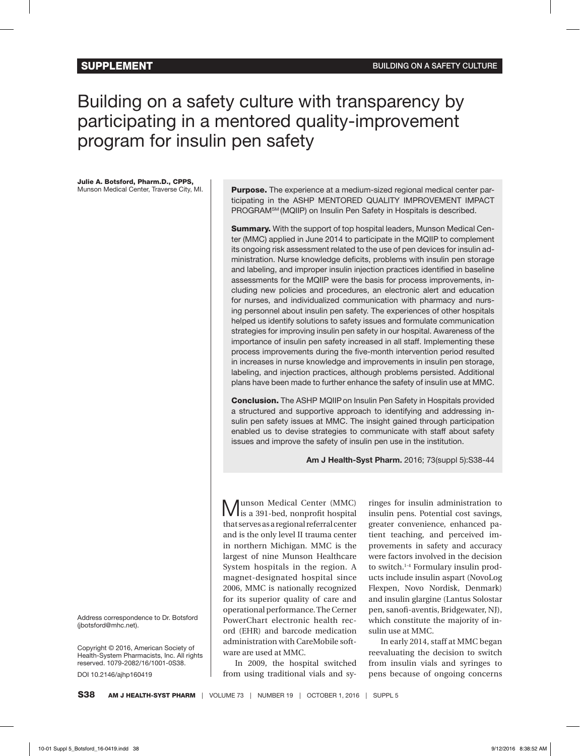# Building on a safety culture with transparency by participating in a mentored quality-improvement program for insulin pen safety

**Julie A. Botsford, Pharm.D., CPPS,** Munson Medical Center, Traverse City, MI.

**Purpose.** The experience at a medium-sized regional medical center participating in the ASHP MENTORED QUALITY IMPROVEMENT IMPACT PROGRAM℠ (MQIIP) on Insulin Pen Safety in Hospitals is described.

**Summary.** With the support of top hospital leaders, Munson Medical Center (MMC) applied in June 2014 to participate in the MQIIP to complement its ongoing risk assessment related to the use of pen devices for insulin administration. Nurse knowledge deficits, problems with insulin pen storage and labeling, and improper insulin injection practices identified in baseline assessments for the MQIIP were the basis for process improvements, including new policies and procedures, an electronic alert and education for nurses, and individualized communication with pharmacy and nursing personnel about insulin pen safety. The experiences of other hospitals helped us identify solutions to safety issues and formulate communication strategies for improving insulin pen safety in our hospital. Awareness of the importance of insulin pen safety increased in all staff. Implementing these process improvements during the five-month intervention period resulted in increases in nurse knowledge and improvements in insulin pen storage, labeling, and injection practices, although problems persisted. Additional plans have been made to further enhance the safety of insulin use at MMC.

**Conclusion.** The ASHP MQIIP on Insulin Pen Safety in Hospitals provided a structured and supportive approach to identifying and addressing insulin pen safety issues at MMC. The insight gained through participation enabled us to devise strategies to communicate with staff about safety issues and improve the safety of insulin pen use in the institution.

**Am J Health-Syst Pharm.** 2016; 73(suppl 5):S38-44

Address correspondence to Dr. Botsford (jbotsford@mhc.net).

Copyright © 2016, American Society of Health-System Pharmacists, Inc. All rights reserved. 1079-2082/16/1001-0S38.

DOI 10.2146/ajhp160419

Munson Medical Center (MMC) is a 391-bed, nonprofit hospital that serves as a regional referral center and is the only level II trauma center in northern Michigan. MMC is the largest of nine Munson Healthcare System hospitals in the region. A magnet-designated hospital since 2006, MMC is nationally recognized for its superior quality of care and operational performance. The Cerner PowerChart electronic health record (EHR) and barcode medication administration with CareMobile software are used at MMC.

In 2009, the hospital switched from using traditional vials and syringes for insulin administration to insulin pens. Potential cost savings, greater convenience, enhanced patient teaching, and perceived improvements in safety and accuracy were factors involved in the decision to switch.[1-4] Formulary insulin products include insulin aspart (NovoLog Flexpen, Novo Nordisk, Denmark) and insulin glargine (Lantus Solostar pen, sanofi-aventis, Bridgewater, NJ), which constitute the majority of insulin use at MMC.

In early 2014, staff at MMC began reevaluating the decision to switch from insulin vials and syringes to pens because of ongoing concerns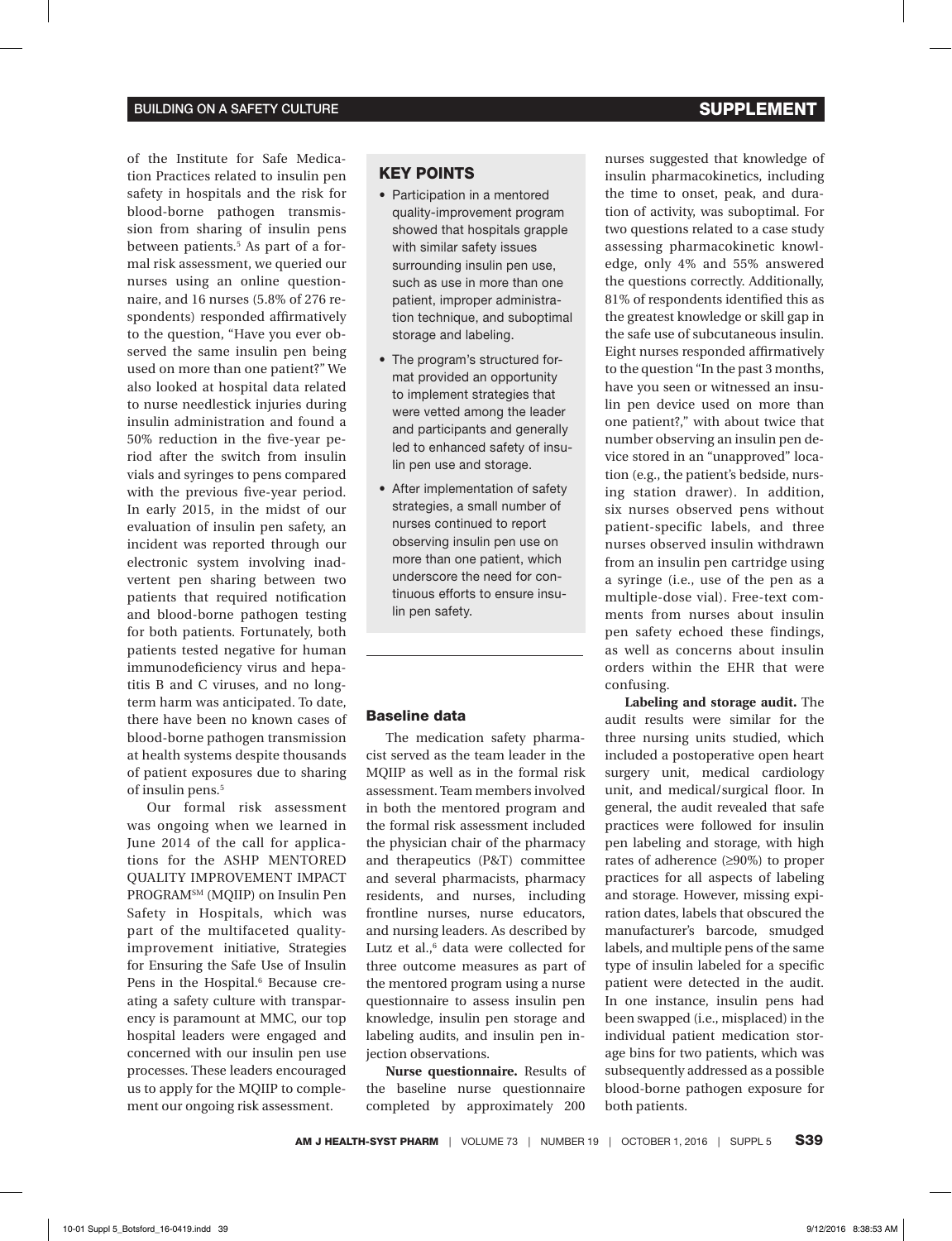of the Institute for Safe Medication Practices related to insulin pen safety in hospitals and the risk for blood-borne pathogen transmission from sharing of insulin pens between patients.[5] As part of a formal risk assessment, we queried our nurses using an online questionnaire, and 16 nurses (5.8% of 276 respondents) responded affirmatively to the question, "Have you ever observed the same insulin pen being used on more than one patient?" We also looked at hospital data related to nurse needlestick injuries during insulin administration and found a 50% reduction in the five-year period after the switch from insulin vials and syringes to pens compared with the previous five-year period. In early 2015, in the midst of our evaluation of insulin pen safety, an incident was reported through our electronic system involving inadvertent pen sharing between two patients that required notification and blood-borne pathogen testing for both patients. Fortunately, both patients tested negative for human immunodeficiency virus and hepatitis B and C viruses, and no long-term harm was anticipated. To date, there have been no known cases of blood-borne pathogen transmission at health systems despite thousands of patient exposures due to sharing of insulin pens.[5]

Our formal risk assessment was ongoing when we learned in June 2014 of the call for applications for the ASHP MENTORED QUALITY IMPROVEMENT IMPACT PROGRAM℠ (MQIIP) on Insulin Pen Safety in Hospitals, which was part of the multifaceted quality-improvement initiative, Strategies for Ensuring the Safe Use of Insulin Pens in the Hospital.[6] Because creating a safety culture with transparency is paramount at MMC, our top hospital leaders were engaged and concerned with our insulin pen use processes. These leaders encouraged us to apply for the MQIIP to complement our ongoing risk assessment.

## KEY POINTS

- Participation in a mentored quality-improvement program showed that hospitals grapple with similar safety issues surrounding insulin pen use, such as use in more than one patient, improper administration technique, and suboptimal storage and labeling.
- The program's structured format provided an opportunity to implement strategies that were vetted among the leader and participants and generally led to enhanced safety of insulin pen use and storage.
- After implementation of safety strategies, a small number of nurses continued to report observing insulin pen use on more than one patient, which underscore the need for continuous efforts to ensure insulin pen safety.

### Baseline data

The medication safety pharmacist served as the team leader in the MQIIP as well as in the formal risk assessment. Team members involved in both the mentored program and the formal risk assessment included the physician chair of the pharmacy and therapeutics (P&T) committee and several pharmacists, pharmacy residents, and nurses, including frontline nurses, nurse educators, and nursing leaders. As described by Lutz et al.,[6] data were collected for three outcome measures as part of the mentored program using a nurse questionnaire to assess insulin pen knowledge, insulin pen storage and labeling audits, and insulin pen injection observations.

**Nurse questionnaire.** Results of the baseline nurse questionnaire completed by approximately 200 nurses suggested that knowledge of insulin pharmacokinetics, including the time to onset, peak, and duration of activity, was suboptimal. For two questions related to a case study assessing pharmacokinetic knowledge, only 4% and 55% answered the questions correctly. Additionally, 81% of respondents identified this as the greatest knowledge or skill gap in the safe use of subcutaneous insulin. Eight nurses responded affirmatively to the question "In the past 3 months, have you seen or witnessed an insulin pen device used on more than one patient?," with about twice that number observing an insulin pen device stored in an "unapproved" location (e.g., the patient's bedside, nursing station drawer). In addition, six nurses observed pens without patient-specific labels, and three nurses observed insulin withdrawn from an insulin pen cartridge using a syringe (i.e., use of the pen as a multiple-dose vial). Free-text comments from nurses about insulin pen safety echoed these findings, as well as concerns about insulin orders within the EHR that were confusing.

**Labeling and storage audit.** The audit results were similar for the three nursing units studied, which included a postoperative open heart surgery unit, medical cardiology unit, and medical/surgical floor. In general, the audit revealed that safe practices were followed for insulin pen labeling and storage, with high rates of adherence (≥90%) to proper practices for all aspects of labeling and storage. However, missing expiration dates, labels that obscured the manufacturer's barcode, smudged labels, and multiple pens of the same type of insulin labeled for a specific patient were detected in the audit. In one instance, insulin pens had been swapped (i.e., misplaced) in the individual patient medication storage bins for two patients, which was subsequently addressed as a possible blood-borne pathogen exposure for both patients.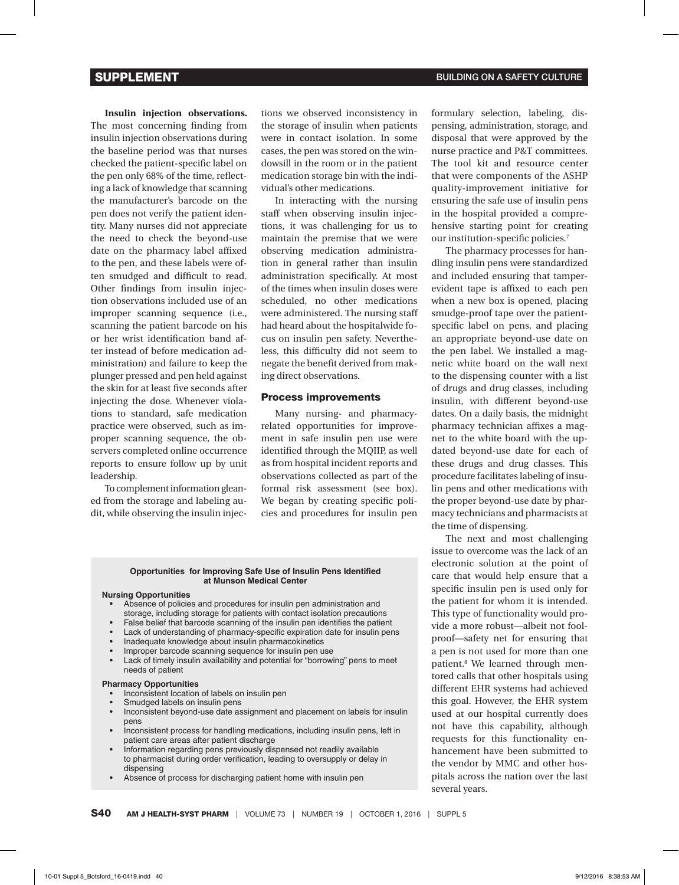**Insulin injection observations.** The most concerning finding from insulin injection observations during the baseline period was that nurses checked the patient-specific label on the pen only 68% of the time, reflecting a lack of knowledge that scanning the manufacturer's barcode on the pen does not verify the patient identity. Many nurses did not appreciate the need to check the beyond-use date on the pharmacy label affixed to the pen, and these labels were often smudged and difficult to read. Other findings from insulin injection observations included use of an improper scanning sequence (i.e., scanning the patient barcode on his or her wrist identification band after instead of before medication administration) and failure to keep the plunger pressed and pen held against the skin for at least five seconds after injecting the dose. Whenever violations to standard, safe medication practice were observed, such as improper scanning sequence, the observers completed online occurrence reports to ensure follow up by unit leadership.

To complement information gleaned from the storage and labeling audit, while observing the insulin injections we observed inconsistency in the storage of insulin when patients were in contact isolation. In some cases, the pen was stored on the windowsill in the room or in the patient medication storage bin with the individual's other medications.

In interacting with the nursing staff when observing insulin injections, it was challenging for us to maintain the premise that we were observing medication administration in general rather than insulin administration specifically. At most of the times when insulin doses were scheduled, no other medications were administered. The nursing staff had heard about the hospitalwide focus on insulin pen safety. Nevertheless, this difficulty did not seem to negate the benefit derived from making direct observations.

## Process improvements

Many nursing- and pharmacy-related opportunities for improvement in safe insulin pen use were identified through the MQIIP, as well as from hospital incident reports and observations collected as part of the formal risk assessment (see box). We began by creating specific policies and procedures for insulin pen formulary selection, labeling, dispensing, administration, storage, and disposal that were approved by the nurse practice and P&T committees. The tool kit and resource center that were components of the ASHP quality-improvement initiative for ensuring the safe use of insulin pens in the hospital provided a comprehensive starting point for creating our institution-specific policies.[7]

The pharmacy processes for handling insulin pens were standardized and included ensuring that tamper-evident tape is affixed to each pen when a new box is opened, placing smudge-proof tape over the patient-specific label on pens, and placing an appropriate beyond-use date on the pen label. We installed a magnetic white board on the wall next to the dispensing counter with a list of drugs and drug classes, including insulin, with different beyond-use dates. On a daily basis, the midnight pharmacy technician affixes a magnet to the white board with the updated beyond-use date for each of these drugs and drug classes. This procedure facilitates labeling of insulin pens and other medications with the proper beyond-use date by pharmacy technicians and pharmacists at the time of dispensing.

The next and most challenging issue to overcome was the lack of an electronic solution at the point of care that would help ensure that a specific insulin pen is used only for the patient for whom it is intended. This type of functionality would provide a more robust—albeit not foolproof—safety net for ensuring that a pen is not used for more than one patient.[8] We learned through mentored calls that other hospitals using different EHR systems had achieved this goal. However, the EHR system used at our hospital currently does not have this capability, although requests for this functionality enhancement have been submitted to the vendor by MMC and other hospitals across the nation over the last several years.

**Opportunities for Improving Safe Use of Insulin Pens Identified at Munson Medical Center**

**Nursing Opportunities**

- Absence of policies and procedures for insulin pen administration and storage, including storage for patients with contact isolation precautions
- False belief that barcode scanning of the insulin pen identifies the patient
- Lack of understanding of pharmacy-specific expiration date for insulin pens
- Inadequate knowledge about insulin pharmacokinetics
- Improper barcode scanning sequence for insulin pen use
- Lack of timely insulin availability and potential for "borrowing" pens to meet needs of patient

**Pharmacy Opportunities**

- Inconsistent location of labels on insulin pen
- Smudged labels on insulin pens
- Inconsistent beyond-use date assignment and placement on labels for insulin pens
- Inconsistent process for handling medications, including insulin pens, left in patient care areas after patient discharge
- Information regarding pens previously dispensed not readily available to pharmacist during order verification, leading to oversupply or delay in dispensing
- Absence of process for discharging patient home with insulin pen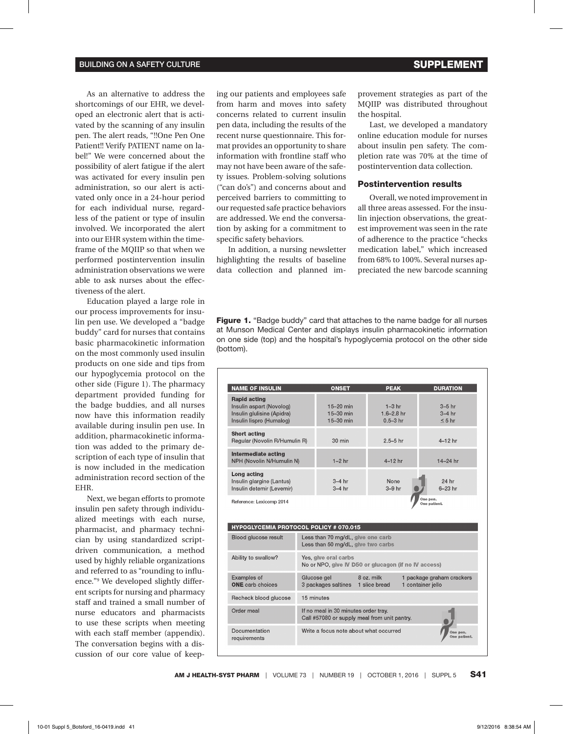As an alternative to address the shortcomings of our EHR, we developed an electronic alert that is activated by the scanning of any insulin pen. The alert reads, "!!One Pen One Patient!! Verify PATIENT name on label!" We were concerned about the possibility of alert fatigue if the alert was activated for every insulin pen administration, so our alert is activated only once in a 24-hour period for each individual nurse, regardless of the patient or type of insulin involved. We incorporated the alert into our EHR system within the timeframe of the MQIIP so that when we performed postintervention insulin administration observations we were able to ask nurses about the effectiveness of the alert.

Education played a large role in our process improvements for insulin pen use. We developed a "badge buddy" card for nurses that contains basic pharmacokinetic information on the most commonly used insulin products on one side and tips from our hypoglycemia protocol on the other side (Figure 1). The pharmacy department provided funding for the badge buddies, and all nurses now have this information readily available during insulin pen use. In addition, pharmacokinetic information was added to the primary description of each type of insulin that is now included in the medication administration record section of the EHR.

Next, we began efforts to promote insulin pen safety through individualized meetings with each nurse, pharmacist, and pharmacy technician by using standardized script-driven communication, a method used by highly reliable organizations and referred to as "rounding to influence."[9] We developed slightly different scripts for nursing and pharmacy staff and trained a small number of nurse educators and pharmacists to use these scripts when meeting with each staff member (appendix). The conversation begins with a discussion of our core value of keeping our patients and employees safe from harm and moves into safety concerns related to current insulin pen data, including the results of the recent nurse questionnaire. This format provides an opportunity to share information with frontline staff who may not have been aware of the safety issues. Problem-solving solutions ("can do's") and concerns about and perceived barriers to committing to our requested safe practice behaviors are addressed. We end the conversation by asking for a commitment to specific safety behaviors.

In addition, a nursing newsletter highlighting the results of baseline data collection and planned improvement strategies as part of the MQIIP was distributed throughout the hospital.

Last, we developed a mandatory online education module for nurses about insulin pen safety. The completion rate was 70% at the time of postintervention data collection.

### Postintervention results

Overall, we noted improvement in all three areas assessed. For the insulin injection observations, the greatest improvement was seen in the rate of adherence to the practice "checks medication label," which increased from 68% to 100%. Several nurses appreciated the new barcode scanning

**Figure 1.** "Badge buddy" card that attaches to the name badge for all nurses at Munson Medical Center and displays insulin pharmacokinetic information on one side (top) and the hospital's hypoglycemia protocol on the other side (bottom).

| NAME OF INSULIN | ONSET | PEAK | DURATION |
|---|---|---|---|
| **Rapid acting** | | | |
| Insulin aspart (Novolog) | 15–20 min | 1–3 hr | 3–5 hr |
| Insulin glulisine (Apidra) | 15–30 min | 1.6–2.8 hr | 3–4 hr |
| Insulin lispro (Humalog) | 15–30 min | 0.5–3 hr | ≤ 5 hr |
| **Short acting** | | | |
| Regular (Novolin R/Humulin R) | 30 min | 2.5–5 hr | 4–12 hr |
| **Intermediate acting** | | | |
| NPH (Novolin N/Humulin N) | 1–2 hr | 4–12 hr | 14–24 hr |
| **Long acting** | | | |
| Insulin glargine (Lantus) | 3–4 hr | None | 24 hr |
| Insulin detemir (Levemir) | 3–4 hr | 3–9 hr | 6–23 hr |

Reference: Lexicomp 2014

One pen. One patient.

| HYPOGLYCEMIA PROTOCOL POLICY # 070.015 | |
|---|---|
| Blood glucose result | Less than 70 mg/dL, give one carb<br>Less than 50 mg/dL, give two carbs |
| Ability to swallow? | Yes, give oral carbs<br>No or NPO, give IV D50 or glucagon (if no IV access) |
| Examples of **ONE** carb choices | Glucose gel; 8 oz. milk; 1 package graham crackers; 3 packages saltines; 1 slice bread; 1 container jello |
| Recheck blood glucose | 15 minutes |
| Order meal | If no meal in 30 minutes order tray.<br>Call #57080 or supply meal from unit pantry. |
| Documentation requirements | Write a focus note about what occurred |

One pen. One patient.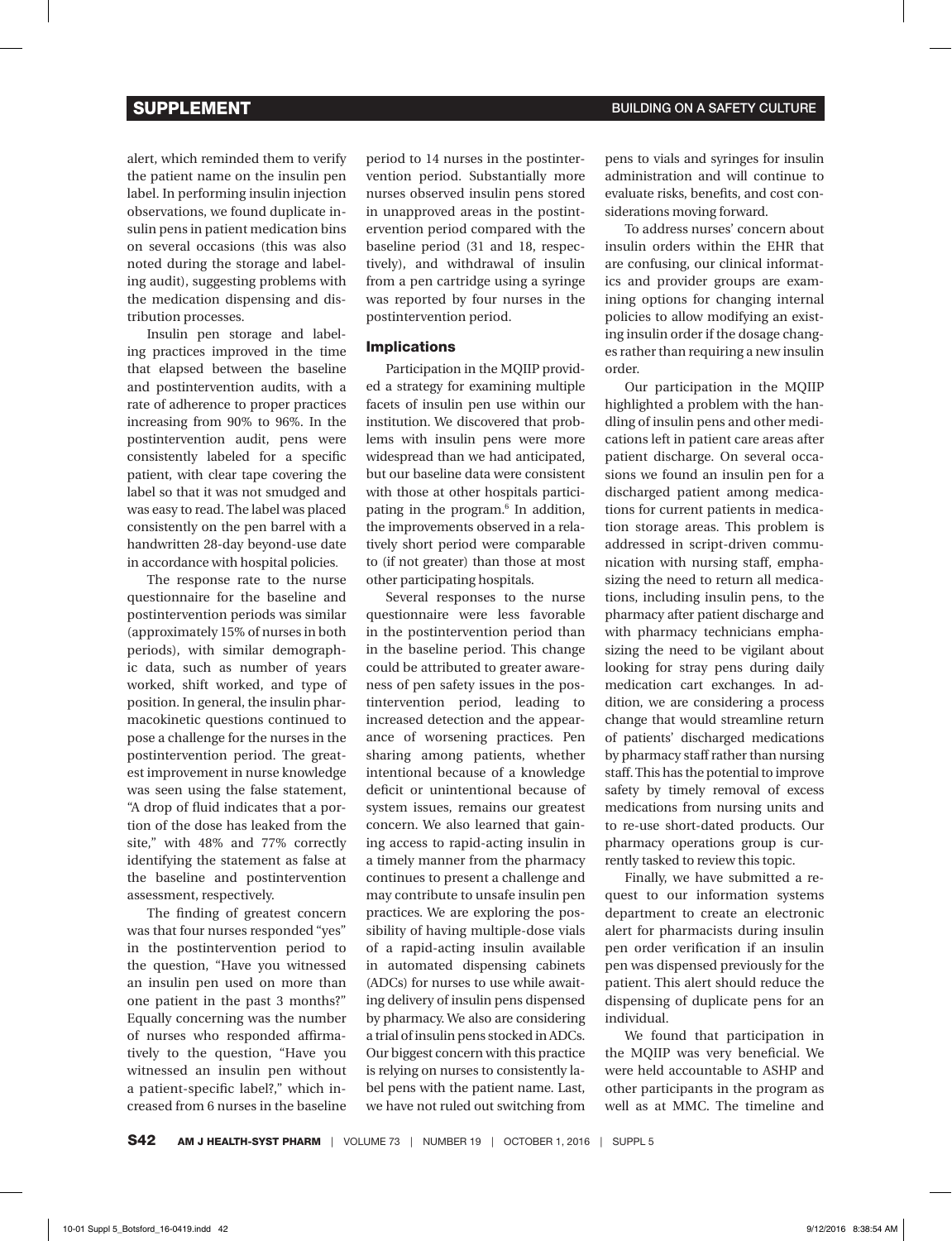alert, which reminded them to verify the patient name on the insulin pen label. In performing insulin injection observations, we found duplicate insulin pens in patient medication bins on several occasions (this was also noted during the storage and labeling audit), suggesting problems with the medication dispensing and distribution processes.

Insulin pen storage and labeling practices improved in the time that elapsed between the baseline and postintervention audits, with a rate of adherence to proper practices increasing from 90% to 96%. In the postintervention audit, pens were consistently labeled for a specific patient, with clear tape covering the label so that it was not smudged and was easy to read. The label was placed consistently on the pen barrel with a handwritten 28-day beyond-use date in accordance with hospital policies.

The response rate to the nurse questionnaire for the baseline and postintervention periods was similar (approximately 15% of nurses in both periods), with similar demographic data, such as number of years worked, shift worked, and type of position. In general, the insulin pharmacokinetic questions continued to pose a challenge for the nurses in the postintervention period. The greatest improvement in nurse knowledge was seen using the false statement, "A drop of fluid indicates that a portion of the dose has leaked from the site," with 48% and 77% correctly identifying the statement as false at the baseline and postintervention assessment, respectively.

The finding of greatest concern was that four nurses responded "yes" in the postintervention period to the question, "Have you witnessed an insulin pen used on more than one patient in the past 3 months?" Equally concerning was the number of nurses who responded affirmatively to the question, "Have you witnessed an insulin pen without a patient-specific label?," which increased from 6 nurses in the baseline period to 14 nurses in the postintervention period. Substantially more nurses observed insulin pens stored in unapproved areas in the postintervention period compared with the baseline period (31 and 18, respectively), and withdrawal of insulin from a pen cartridge using a syringe was reported by four nurses in the postintervention period.

### Implications

Participation in the MQIIP provided a strategy for examining multiple facets of insulin pen use within our institution. We discovered that problems with insulin pens were more widespread than we had anticipated, but our baseline data were consistent with those at other hospitals participating in the program.[6] In addition, the improvements observed in a relatively short period were comparable to (if not greater) than those at most other participating hospitals.

Several responses to the nurse questionnaire were less favorable in the postintervention period than in the baseline period. This change could be attributed to greater awareness of pen safety issues in the postintervention period, leading to increased detection and the appearance of worsening practices. Pen sharing among patients, whether intentional because of a knowledge deficit or unintentional because of system issues, remains our greatest concern. We also learned that gaining access to rapid-acting insulin in a timely manner from the pharmacy continues to present a challenge and may contribute to unsafe insulin pen practices. We are exploring the possibility of having multiple-dose vials of a rapid-acting insulin available in automated dispensing cabinets (ADCs) for nurses to use while awaiting delivery of insulin pens dispensed by pharmacy. We also are considering a trial of insulin pens stocked in ADCs. Our biggest concern with this practice is relying on nurses to consistently label pens with the patient name. Last, we have not ruled out switching from pens to vials and syringes for insulin administration and will continue to evaluate risks, benefits, and cost considerations moving forward.

To address nurses' concern about insulin orders within the EHR that are confusing, our clinical informatics and provider groups are examining options for changing internal policies to allow modifying an existing insulin order if the dosage changes rather than requiring a new insulin order.

Our participation in the MQIIP highlighted a problem with the handling of insulin pens and other medications left in patient care areas after patient discharge. On several occasions we found an insulin pen for a discharged patient among medications for current patients in medication storage areas. This problem is addressed in script-driven communication with nursing staff, emphasizing the need to return all medications, including insulin pens, to the pharmacy after patient discharge and with pharmacy technicians emphasizing the need to be vigilant about looking for stray pens during daily medication cart exchanges. In addition, we are considering a process change that would streamline return of patients' discharged medications by pharmacy staff rather than nursing staff. This has the potential to improve safety by timely removal of excess medications from nursing units and to re-use short-dated products. Our pharmacy operations group is currently tasked to review this topic.

Finally, we have submitted a request to our information systems department to create an electronic alert for pharmacists during insulin pen order verification if an insulin pen was dispensed previously for the patient. This alert should reduce the dispensing of duplicate pens for an individual.

We found that participation in the MQIIP was very beneficial. We were held accountable to ASHP and other participants in the program as well as at MMC. The timeline and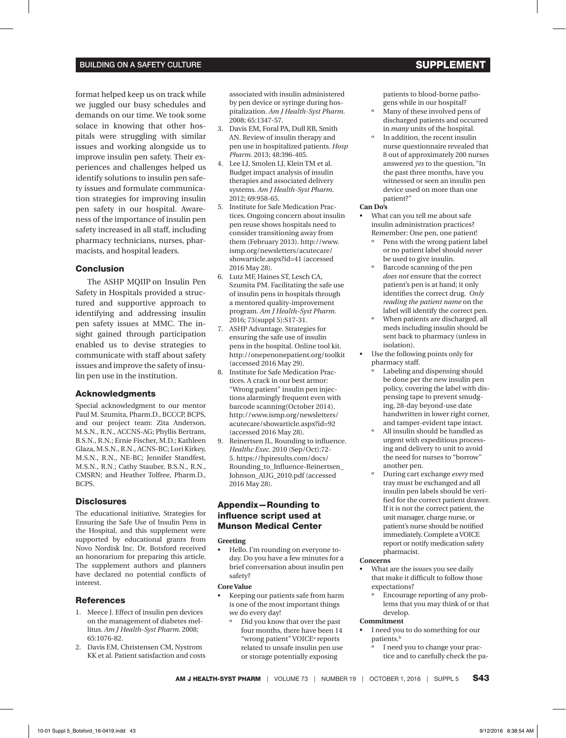format helped keep us on track while we juggled our busy schedules and demands on our time. We took some solace in knowing that other hospitals were struggling with similar issues and working alongside us to improve insulin pen safety. Their experiences and challenges helped us identify solutions to insulin pen safety issues and formulate communication strategies for improving insulin pen safety in our hospital. Awareness of the importance of insulin pen safety increased in all staff, including pharmacy technicians, nurses, pharmacists, and hospital leaders.

## Conclusion

The ASHP MQIIP on Insulin Pen Safety in Hospitals provided a structured and supportive approach to identifying and addressing insulin pen safety issues at MMC. The insight gained through participation enabled us to devise strategies to communicate with staff about safety issues and improve the safety of insulin pen use in the institution.

## Acknowledgments

Special acknowledgment to our mentor Paul M. Szumita, Pharm.D., BCCCP, BCPS, and our project team: Zita Anderson, M.S.N., R.N., ACCNS-AG; Phyllis Bertram, B.S.N., R.N.; Ernie Fischer, M.D.; Kathleen Glaza, M.S.N., R.N., ACNS-BC; Lori Kirkey, M.S.N., R.N., NE-BC; Jennifer Standfest, M.S.N., R.N.; Cathy Stauber, B.S.N., R.N., CMSRN; and Heather Tolfree, Pharm.D., BCPS.

## Disclosures

The educational initiative, Strategies for Ensuring the Safe Use of Insulin Pens in the Hospital, and this supplement were supported by educational grants from Novo Nordisk Inc. Dr. Botsford received an honorarium for preparing this article. The supplement authors and planners have declared no potential conflicts of interest.

## References

1. Meece J. Effect of insulin pen devices on the management of diabetes mellitus. *Am J Health-Syst Pharm.* 2008; 65:1076-82.
2. Davis EM, Christensen CM, Nystrom KK et al. Patient satisfaction and costs associated with insulin administered by pen device or syringe during hospitalization. *Am J Health-Syst Pharm.* 2008; 65:1347-57.
3. Davis EM, Foral PA, Dull RB, Smith AN. Review of insulin therapy and pen use in hospitalized patients. *Hosp Pharm.* 2013; 48:396-405.
4. Lee LJ, Smolen LJ, Klein TM et al. Budget impact analysis of insulin therapies and associated delivery systems. *Am J Health-Syst Pharm.* 2012; 69:958-65.
5. Institute for Safe Medication Practices. Ongoing concern about insulin pen reuse shows hospitals need to consider transitioning away from them (February 2013). http://www.ismp.org/newsletters/acutecare/showarticle.aspx?id=41 (accessed 2016 May 28).
6. Lutz MF, Haines ST, Lesch CA, Szumita PM. Facilitating the safe use of insulin pens in hospitals through a mentored quality-improvement program. *Am J Health-Syst Pharm.* 2016; 73(suppl 5):S17-31.
7. ASHP Advantage. Strategies for ensuring the safe use of insulin pens in the hospital. Online tool kit. http://onepenonepatient.org/toolkit (accessed 2016 May 29).
8. Institute for Safe Medication Practices. A crack in our best armor: "Wrong patient" insulin pen injections alarmingly frequent even with barcode scanning(October 2014). http://www.ismp.org/newsletters/acutecare/showarticle.aspx?id=92 (accessed 2016 May 28).
9. Reinertsen JL. Rounding to influence. *Healthc Exec.* 2010 (Sep/Oct):72-5. https://hpiresults.com/docs/Rounding_to_Influence-Reinertsen_Johnson_AUG_2010.pdf (accessed 2016 May 28).

## Appendix—Rounding to influence script used at Munson Medical Center

**Greeting**

- Hello. I'm rounding on everyone today. Do you have a few minutes for a brief conversation about insulin pen safety?

**Core Value**

- Keeping our patients safe from harm is one of the most important things we do every day!
  - Did you know that over the past four months, there have been 14 "wrong patient" VOICE[a] reports related to unsafe insulin pen use or storage potentially exposing patients to blood-borne pathogens while in our hospital?
  - Many of these involved pens of discharged patients and occurred in *many* units of the hospital.
  - In addition, the recent insulin nurse questionnaire revealed that 8 out of approximately 200 nurses answered *yes* to the question, "In the past three months, have you witnessed or seen an insulin pen device used on more than one patient?"

**Can Do's**

- What can you tell me about safe insulin administration practices? Remember: One pen, one patient!
  - Pens with the wrong patient label or no patient label should *never* be used to give insulin.
  - Barcode scanning of the pen *does not* ensure that the correct patient's pen is at hand; it only identifies the correct drug. *Only reading the patient name* on the label will identify the correct pen.
  - When patients are discharged, all meds including insulin should be sent back to pharmacy (unless in isolation).
- Use the following points only for pharmacy staff.
  - Labeling and dispensing should be done per the new insulin pen policy, covering the label with dispensing tape to prevent smudging, 28-day beyond-use date handwritten in lower right corner, and tamper-evident tape intact.
  - All insulin should be handled as urgent with expeditious processing and delivery to unit to avoid the need for nurses to "borrow" another pen.
  - During cart exchange *every* med tray must be exchanged and all insulin pen labels should be verified for the correct patient drawer. If it is not the correct patient, the unit manager, charge nurse, or patient's nurse should be notified immediately. Complete a VOICE report or notify medication safety pharmacist.

**Concerns**

- What are the issues you see daily that make it difficult to follow those expectations?
  - Encourage reporting of any problems that you may think of or that develop.

**Commitment**

- I need you to do something for our patients.[b]
  - I need you to change your practice and to carefully check the pa-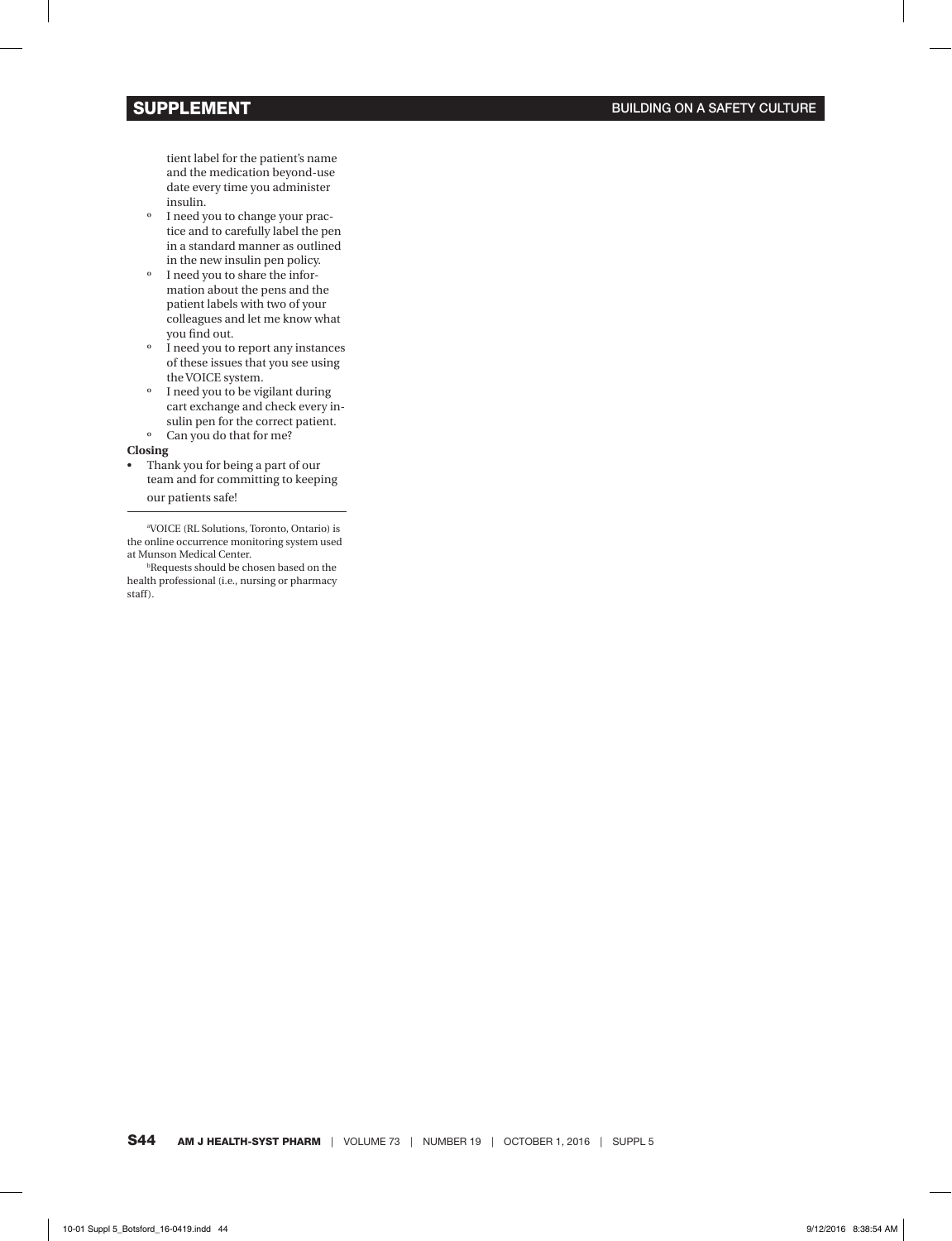tient label for the patient's name and the medication beyond-use date every time you administer insulin.

  - I need you to change your practice and to carefully label the pen in a standard manner as outlined in the new insulin pen policy.
  - I need you to share the information about the pens and the patient labels with two of your colleagues and let me know what you find out.
  - I need you to report any instances of these issues that you see using the VOICE system.
  - I need you to be vigilant during cart exchange and check every insulin pen for the correct patient.
  - Can you do that for me?

**Closing**

- Thank you for being a part of our team and for committing to keeping our patients safe!

---

[a]VOICE (RL Solutions, Toronto, Ontario) is the online occurrence monitoring system used at Munson Medical Center.

[b]Requests should be chosen based on the health professional (i.e., nursing or pharmacy staff).